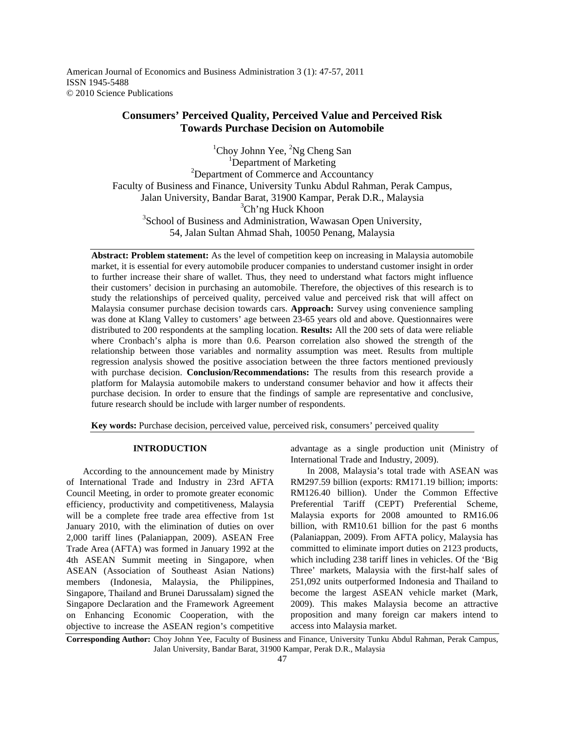American Journal of Economics and Business Administration 3 (1): 47-57, 2011
ISSN 1945-5488
© 2010 Science Publications

# Consumers' Perceived Quality, Perceived Value and Perceived Risk Towards Purchase Decision on Automobile

[1]Choy Johnn Yee, [2]Ng Cheng San
[1]Department of Marketing
[2]Department of Commerce and Accountancy
Faculty of Business and Finance, University Tunku Abdul Rahman, Perak Campus, Jalan University, Bandar Barat, 31900 Kampar, Perak D.R., Malaysia
[3]Ch'ng Huck Khoon
[3]School of Business and Administration, Wawasan Open University, 54, Jalan Sultan Ahmad Shah, 10050 Penang, Malaysia

**Abstract: Problem statement:** As the level of competition keep on increasing in Malaysia automobile market, it is essential for every automobile producer companies to understand customer insight in order to further increase their share of wallet. Thus, they need to understand what factors might influence their customers' decision in purchasing an automobile. Therefore, the objectives of this research is to study the relationships of perceived quality, perceived value and perceived risk that will affect on Malaysia consumer purchase decision towards cars. **Approach:** Survey using convenience sampling was done at Klang Valley to customers' age between 23-65 years old and above. Questionnaires were distributed to 200 respondents at the sampling location. **Results:** All the 200 sets of data were reliable where Cronbach's alpha is more than 0.6. Pearson correlation also showed the strength of the relationship between those variables and normality assumption was meet. Results from multiple regression analysis showed the positive association between the three factors mentioned previously with purchase decision. **Conclusion/Recommendations:** The results from this research provide a platform for Malaysia automobile makers to understand consumer behavior and how it affects their purchase decision. In order to ensure that the findings of sample are representative and conclusive, future research should be include with larger number of respondents.

**Key words:** Purchase decision, perceived value, perceived risk, consumers' perceived quality

## INTRODUCTION

According to the announcement made by Ministry of International Trade and Industry in 23rd AFTA Council Meeting, in order to promote greater economic efficiency, productivity and competitiveness, Malaysia will be a complete free trade area effective from 1st January 2010, with the elimination of duties on over 2,000 tariff lines (Palaniappan, 2009). ASEAN Free Trade Area (AFTA) was formed in January 1992 at the 4th ASEAN Summit meeting in Singapore, when ASEAN (Association of Southeast Asian Nations) members (Indonesia, Malaysia, the Philippines, Singapore, Thailand and Brunei Darussalam) signed the Singapore Declaration and the Framework Agreement on Enhancing Economic Cooperation, with the objective to increase the ASEAN region's competitive advantage as a single production unit (Ministry of International Trade and Industry, 2009).

In 2008, Malaysia's total trade with ASEAN was RM297.59 billion (exports: RM171.19 billion; imports: RM126.40 billion). Under the Common Effective Preferential Tariff (CEPT) Preferential Scheme, Malaysia exports for 2008 amounted to RM16.06 billion, with RM10.61 billion for the past 6 months (Palaniappan, 2009). From AFTA policy, Malaysia has committed to eliminate import duties on 2123 products, which including 238 tariff lines in vehicles. Of the 'Big Three' markets, Malaysia with the first-half sales of 251,092 units outperformed Indonesia and Thailand to become the largest ASEAN vehicle market (Mark, 2009). This makes Malaysia become an attractive proposition and many foreign car makers intend to access into Malaysia market.

**Corresponding Author:** Choy Johnn Yee, Faculty of Business and Finance, University Tunku Abdul Rahman, Perak Campus, Jalan University, Bandar Barat, 31900 Kampar, Perak D.R., Malaysia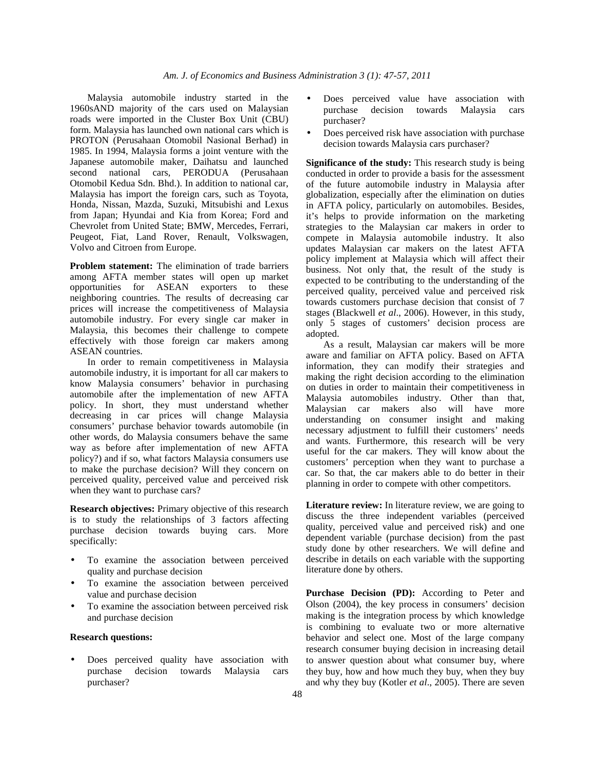Malaysia automobile industry started in the 1960sAND majority of the cars used on Malaysian roads were imported in the Cluster Box Unit (CBU) form. Malaysia has launched own national cars which is PROTON (Perusahaan Otomobil Nasional Berhad) in 1985. In 1994, Malaysia forms a joint venture with the Japanese automobile maker, Daihatsu and launched second national cars, PERODUA (Perusahaan Otomobil Kedua Sdn. Bhd.). In addition to national car, Malaysia has import the foreign cars, such as Toyota, Honda, Nissan, Mazda, Suzuki, Mitsubishi and Lexus from Japan; Hyundai and Kia from Korea; Ford and Chevrolet from United State; BMW, Mercedes, Ferrari, Peugeot, Fiat, Land Rover, Renault, Volkswagen, Volvo and Citroen from Europe.

**Problem statement:** The elimination of trade barriers among AFTA member states will open up market opportunities for ASEAN exporters to these neighboring countries. The results of decreasing car prices will increase the competitiveness of Malaysia automobile industry. For every single car maker in Malaysia, this becomes their challenge to compete effectively with those foreign car makers among ASEAN countries.

In order to remain competitiveness in Malaysia automobile industry, it is important for all car makers to know Malaysia consumers' behavior in purchasing automobile after the implementation of new AFTA policy. In short, they must understand whether decreasing in car prices will change Malaysia consumers' purchase behavior towards automobile (in other words, do Malaysia consumers behave the same way as before after implementation of new AFTA policy?) and if so, what factors Malaysia consumers use to make the purchase decision? Will they concern on perceived quality, perceived value and perceived risk when they want to purchase cars?

**Research objectives:** Primary objective of this research is to study the relationships of 3 factors affecting purchase decision towards buying cars. More specifically:

- To examine the association between perceived quality and purchase decision
- To examine the association between perceived value and purchase decision
- To examine the association between perceived risk and purchase decision

**Research questions:**

- Does perceived quality have association with purchase decision towards Malaysia cars purchaser?
- Does perceived value have association with purchase decision towards Malaysia cars purchaser?
- Does perceived risk have association with purchase decision towards Malaysia cars purchaser?

**Significance of the study:** This research study is being conducted in order to provide a basis for the assessment of the future automobile industry in Malaysia after globalization, especially after the elimination on duties in AFTA policy, particularly on automobiles. Besides, it's helps to provide information on the marketing strategies to the Malaysian car makers in order to compete in Malaysia automobile industry. It also updates Malaysian car makers on the latest AFTA policy implement at Malaysia which will affect their business. Not only that, the result of the study is expected to be contributing to the understanding of the perceived quality, perceived value and perceived risk towards customers purchase decision that consist of 7 stages (Blackwell *et al*., 2006). However, in this study, only 5 stages of customers' decision process are adopted.

As a result, Malaysian car makers will be more aware and familiar on AFTA policy. Based on AFTA information, they can modify their strategies and making the right decision according to the elimination on duties in order to maintain their competitiveness in Malaysia automobiles industry. Other than that, Malaysian car makers also will have more understanding on consumer insight and making necessary adjustment to fulfill their customers' needs and wants. Furthermore, this research will be very useful for the car makers. They will know about the customers' perception when they want to purchase a car. So that, the car makers able to do better in their planning in order to compete with other competitors.

**Literature review:** In literature review, we are going to discuss the three independent variables (perceived quality, perceived value and perceived risk) and one dependent variable (purchase decision) from the past study done by other researchers. We will define and describe in details on each variable with the supporting literature done by others.

**Purchase Decision (PD):** According to Peter and Olson (2004), the key process in consumers' decision making is the integration process by which knowledge is combining to evaluate two or more alternative behavior and select one. Most of the large company research consumer buying decision in increasing detail to answer question about what consumer buy, where they buy, how and how much they buy, when they buy and why they buy (Kotler *et al*., 2005). There are seven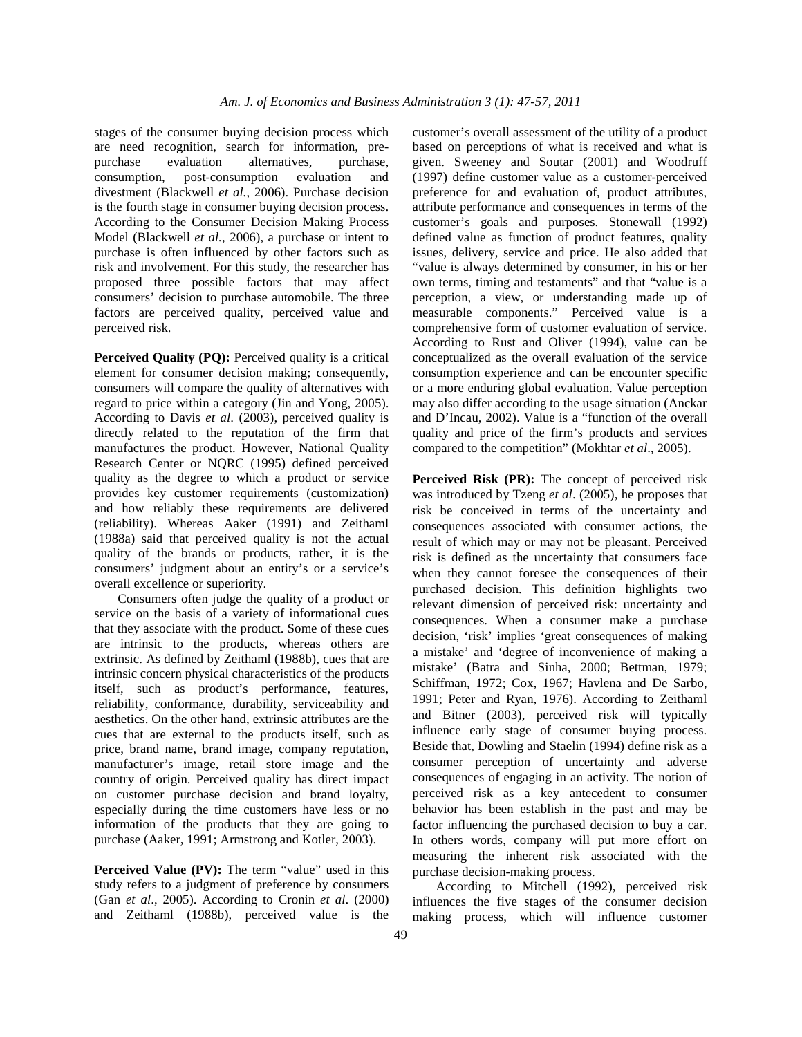stages of the consumer buying decision process which are need recognition, search for information, pre-purchase evaluation alternatives, purchase, consumption, post-consumption evaluation and divestment (Blackwell *et al.*, 2006). Purchase decision is the fourth stage in consumer buying decision process. According to the Consumer Decision Making Process Model (Blackwell *et al.*, 2006), a purchase or intent to purchase is often influenced by other factors such as risk and involvement. For this study, the researcher has proposed three possible factors that may affect consumers' decision to purchase automobile. The three factors are perceived quality, perceived value and perceived risk.

**Perceived Quality (PQ):** Perceived quality is a critical element for consumer decision making; consequently, consumers will compare the quality of alternatives with regard to price within a category (Jin and Yong, 2005). According to Davis *et al*. (2003), perceived quality is directly related to the reputation of the firm that manufactures the product. However, National Quality Research Center or NQRC (1995) defined perceived quality as the degree to which a product or service provides key customer requirements (customization) and how reliably these requirements are delivered (reliability). Whereas Aaker (1991) and Zeithaml (1988a) said that perceived quality is not the actual quality of the brands or products, rather, it is the consumers' judgment about an entity's or a service's overall excellence or superiority.

Consumers often judge the quality of a product or service on the basis of a variety of informational cues that they associate with the product. Some of these cues are intrinsic to the products, whereas others are extrinsic. As defined by Zeithaml (1988b), cues that are intrinsic concern physical characteristics of the products itself, such as product's performance, features, reliability, conformance, durability, serviceability and aesthetics. On the other hand, extrinsic attributes are the cues that are external to the products itself, such as price, brand name, brand image, company reputation, manufacturer's image, retail store image and the country of origin. Perceived quality has direct impact on customer purchase decision and brand loyalty, especially during the time customers have less or no information of the products that they are going to purchase (Aaker, 1991; Armstrong and Kotler, 2003).

**Perceived Value (PV):** The term "value" used in this study refers to a judgment of preference by consumers (Gan *et al*., 2005). According to Cronin *et al*. (2000) and Zeithaml (1988b), perceived value is the customer's overall assessment of the utility of a product based on perceptions of what is received and what is given. Sweeney and Soutar (2001) and Woodruff (1997) define customer value as a customer-perceived preference for and evaluation of, product attributes, attribute performance and consequences in terms of the customer's goals and purposes. Stonewall (1992) defined value as function of product features, quality issues, delivery, service and price. He also added that "value is always determined by consumer, in his or her own terms, timing and testaments" and that "value is a perception, a view, or understanding made up of measurable components." Perceived value is a comprehensive form of customer evaluation of service. According to Rust and Oliver (1994), value can be conceptualized as the overall evaluation of the service consumption experience and can be encounter specific or a more enduring global evaluation. Value perception may also differ according to the usage situation (Anckar and D'Incau, 2002). Value is a "function of the overall quality and price of the firm's products and services compared to the competition" (Mokhtar *et al*., 2005).

**Perceived Risk (PR):** The concept of perceived risk was introduced by Tzeng *et al*. (2005), he proposes that risk be conceived in terms of the uncertainty and consequences associated with consumer actions, the result of which may or may not be pleasant. Perceived risk is defined as the uncertainty that consumers face when they cannot foresee the consequences of their purchased decision. This definition highlights two relevant dimension of perceived risk: uncertainty and consequences. When a consumer make a purchase decision, 'risk' implies 'great consequences of making a mistake' and 'degree of inconvenience of making a mistake' (Batra and Sinha, 2000; Bettman, 1979; Schiffman, 1972; Cox, 1967; Havlena and De Sarbo, 1991; Peter and Ryan, 1976). According to Zeithaml and Bitner (2003), perceived risk will typically influence early stage of consumer buying process. Beside that, Dowling and Staelin (1994) define risk as a consumer perception of uncertainty and adverse consequences of engaging in an activity. The notion of perceived risk as a key antecedent to consumer behavior has been establish in the past and may be factor influencing the purchased decision to buy a car. In others words, company will put more effort on measuring the inherent risk associated with the purchase decision-making process.

According to Mitchell (1992), perceived risk influences the five stages of the consumer decision making process, which will influence customer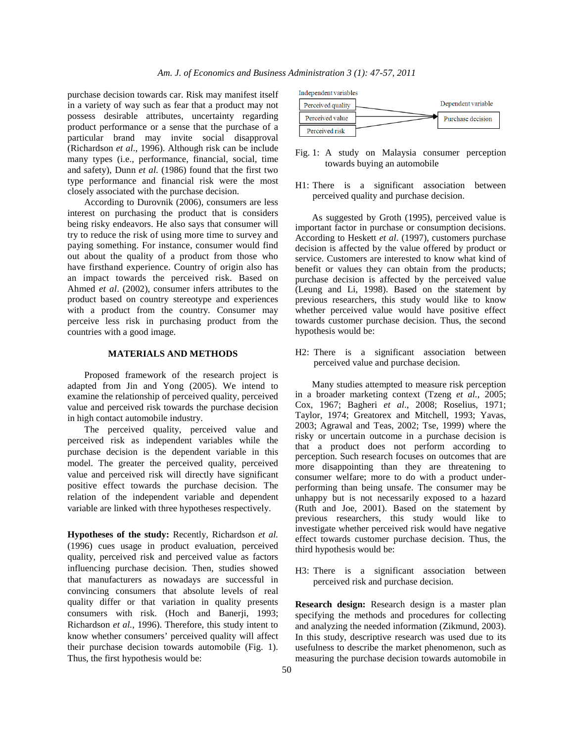purchase decision towards car. Risk may manifest itself in a variety of way such as fear that a product may not possess desirable attributes, uncertainty regarding product performance or a sense that the purchase of a particular brand may invite social disapproval (Richardson *et al*., 1996). Although risk can be include many types (i.e., performance, financial, social, time and safety), Dunn *et al*. (1986) found that the first two type performance and financial risk were the most closely associated with the purchase decision.

According to Durovnik (2006), consumers are less interest on purchasing the product that is considers being risky endeavors. He also says that consumer will try to reduce the risk of using more time to survey and paying something. For instance, consumer would find out about the quality of a product from those who have firsthand experience. Country of origin also has an impact towards the perceived risk. Based on Ahmed *et al*. (2002), consumer infers attributes to the product based on country stereotype and experiences with a product from the country. Consumer may perceive less risk in purchasing product from the countries with a good image.

## MATERIALS AND METHODS

Proposed framework of the research project is adapted from Jin and Yong (2005). We intend to examine the relationship of perceived quality, perceived value and perceived risk towards the purchase decision in high contact automobile industry.

The perceived quality, perceived value and perceived risk as independent variables while the purchase decision is the dependent variable in this model. The greater the perceived quality, perceived value and perceived risk will directly have significant positive effect towards the purchase decision. The relation of the independent variable and dependent variable are linked with three hypotheses respectively.

**Hypotheses of the study:** Recently, Richardson *et al.* (1996) cues usage in product evaluation, perceived quality, perceived risk and perceived value as factors influencing purchase decision. Then, studies showed that manufacturers as nowadays are successful in convincing consumers that absolute levels of real quality differ or that variation in quality presents consumers with risk. (Hoch and Banerji, 1993; Richardson *et al*., 1996). Therefore, this study intent to know whether consumers' perceived quality will affect their purchase decision towards automobile (Fig. 1). Thus, the first hypothesis would be:

Independent variables: Perceived quality, Perceived value, Perceived risk → Dependent variable: Purchase decision

Fig. 1: A study on Malaysia consumer perception towards buying an automobile

H1: There is a significant association between perceived quality and purchase decision.

As suggested by Groth (1995), perceived value is important factor in purchase or consumption decisions. According to Heskett *et al.* (1997), customers purchase decision is affected by the value offered by product or service. Customers are interested to know what kind of benefit or values they can obtain from the products; purchase decision is affected by the perceived value (Leung and Li, 1998). Based on the statement by previous researchers, this study would like to know whether perceived value would have positive effect towards customer purchase decision. Thus, the second hypothesis would be:

H2: There is a significant association between perceived value and purchase decision.

Many studies attempted to measure risk perception in a broader marketing context (Tzeng *et al.*, 2005; Cox, 1967; Bagheri *et al*., 2008; Roselius, 1971; Taylor, 1974; Greatorex and Mitchell, 1993; Yavas, 2003; Agrawal and Teas, 2002; Tse, 1999) where the risky or uncertain outcome in a purchase decision is that a product does not perform according to perception. Such research focuses on outcomes that are more disappointing than they are threatening to consumer welfare; more to do with a product under-performing than being unsafe. The consumer may be unhappy but is not necessarily exposed to a hazard (Ruth and Joe, 2001). Based on the statement by previous researchers, this study would like to investigate whether perceived risk would have negative effect towards customer purchase decision. Thus, the third hypothesis would be:

H3: There is a significant association between perceived risk and purchase decision.

**Research design:** Research design is a master plan specifying the methods and procedures for collecting and analyzing the needed information (Zikmund, 2003). In this study, descriptive research was used due to its usefulness to describe the market phenomenon, such as measuring the purchase decision towards automobile in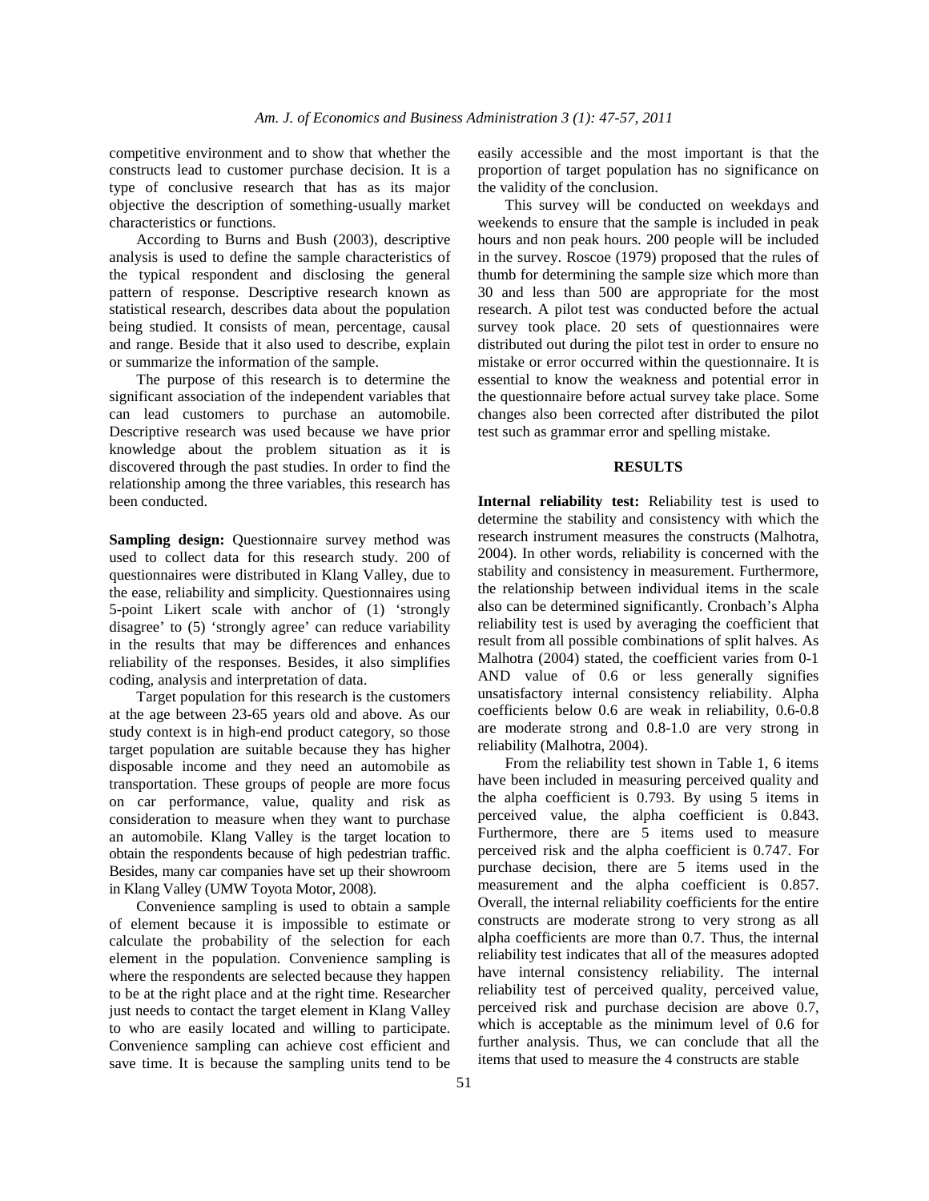competitive environment and to show that whether the constructs lead to customer purchase decision. It is a type of conclusive research that has as its major objective the description of something-usually market characteristics or functions.

According to Burns and Bush (2003), descriptive analysis is used to define the sample characteristics of the typical respondent and disclosing the general pattern of response. Descriptive research known as statistical research, describes data about the population being studied. It consists of mean, percentage, causal and range. Beside that it also used to describe, explain or summarize the information of the sample.

The purpose of this research is to determine the significant association of the independent variables that can lead customers to purchase an automobile. Descriptive research was used because we have prior knowledge about the problem situation as it is discovered through the past studies. In order to find the relationship among the three variables, this research has been conducted.

**Sampling design:** Questionnaire survey method was used to collect data for this research study. 200 of questionnaires were distributed in Klang Valley, due to the ease, reliability and simplicity. Questionnaires using 5-point Likert scale with anchor of (1) 'strongly disagree' to (5) 'strongly agree' can reduce variability in the results that may be differences and enhances reliability of the responses. Besides, it also simplifies coding, analysis and interpretation of data.

Target population for this research is the customers at the age between 23-65 years old and above. As our study context is in high-end product category, so those target population are suitable because they has higher disposable income and they need an automobile as transportation. These groups of people are more focus on car performance, value, quality and risk as consideration to measure when they want to purchase an automobile. Klang Valley is the target location to obtain the respondents because of high pedestrian traffic. Besides, many car companies have set up their showroom in Klang Valley (UMW Toyota Motor, 2008).

Convenience sampling is used to obtain a sample of element because it is impossible to estimate or calculate the probability of the selection for each element in the population. Convenience sampling is where the respondents are selected because they happen to be at the right place and at the right time. Researcher just needs to contact the target element in Klang Valley to who are easily located and willing to participate. Convenience sampling can achieve cost efficient and save time. It is because the sampling units tend to be easily accessible and the most important is that the proportion of target population has no significance on the validity of the conclusion.

This survey will be conducted on weekdays and weekends to ensure that the sample is included in peak hours and non peak hours. 200 people will be included in the survey. Roscoe (1979) proposed that the rules of thumb for determining the sample size which more than 30 and less than 500 are appropriate for the most research. A pilot test was conducted before the actual survey took place. 20 sets of questionnaires were distributed out during the pilot test in order to ensure no mistake or error occurred within the questionnaire. It is essential to know the weakness and potential error in the questionnaire before actual survey take place. Some changes also been corrected after distributed the pilot test such as grammar error and spelling mistake.

## RESULTS

**Internal reliability test:** Reliability test is used to determine the stability and consistency with which the research instrument measures the constructs (Malhotra, 2004). In other words, reliability is concerned with the stability and consistency in measurement. Furthermore, the relationship between individual items in the scale also can be determined significantly. Cronbach's Alpha reliability test is used by averaging the coefficient that result from all possible combinations of split halves. As Malhotra (2004) stated, the coefficient varies from 0-1 AND value of 0.6 or less generally signifies unsatisfactory internal consistency reliability. Alpha coefficients below 0.6 are weak in reliability, 0.6-0.8 are moderate strong and 0.8-1.0 are very strong in reliability (Malhotra, 2004).

From the reliability test shown in Table 1, 6 items have been included in measuring perceived quality and the alpha coefficient is 0.793. By using 5 items in perceived value, the alpha coefficient is 0.843. Furthermore, there are 5 items used to measure perceived risk and the alpha coefficient is 0.747. For purchase decision, there are 5 items used in the measurement and the alpha coefficient is 0.857. Overall, the internal reliability coefficients for the entire constructs are moderate strong to very strong as all alpha coefficients are more than 0.7. Thus, the internal reliability test indicates that all of the measures adopted have internal consistency reliability. The internal reliability test of perceived quality, perceived value, perceived risk and purchase decision are above 0.7, which is acceptable as the minimum level of 0.6 for further analysis. Thus, we can conclude that all the items that used to measure the 4 constructs are stable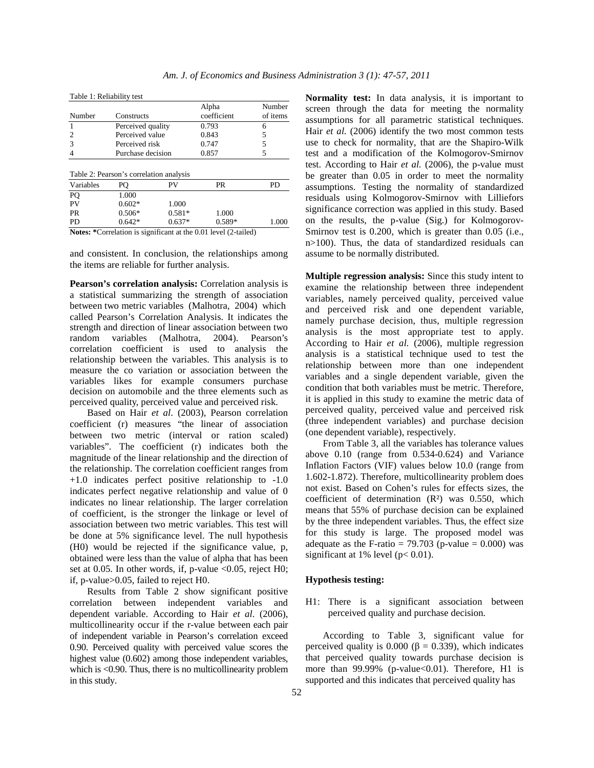Table 1: Reliability test

| Number | Constructs | Alpha coefficient | Number of items |
|---|---|---|---|
| 1 | Perceived quality | 0.793 | 6 |
| 2 | Perceived value | 0.843 | 5 |
| 3 | Perceived risk | 0.747 | 5 |
| 4 | Purchase decision | 0.857 | 5 |

Table 2: Pearson's correlation analysis

| Variables | PQ | PV | PR | PD |
|---|---|---|---|---|
| PQ | 1.000 | | | |
| PV | 0.602* | 1.000 | | |
| PR | 0.506* | 0.581* | 1.000 | |
| PD | 0.642* | 0.637* | 0.589* | 1.000 |

**Notes:** *Correlation is significant at the 0.01 level (2-tailed)

and consistent. In conclusion, the relationships among the items are reliable for further analysis.

**Pearson's correlation analysis:** Correlation analysis is a statistical summarizing the strength of association between two metric variables (Malhotra, 2004) which called Pearson's Correlation Analysis. It indicates the strength and direction of linear association between two random variables (Malhotra, 2004). Pearson's correlation coefficient is used to analysis the relationship between the variables. This analysis is to measure the co variation or association between the variables likes for example consumers purchase decision on automobile and the three elements such as perceived quality, perceived value and perceived risk.

Based on Hair *et al*. (2003), Pearson correlation coefficient (r) measures "the linear of association between two metric (interval or ration scaled) variables". The coefficient (r) indicates both the magnitude of the linear relationship and the direction of the relationship. The correlation coefficient ranges from +1.0 indicates perfect positive relationship to -1.0 indicates perfect negative relationship and value of 0 indicates no linear relationship. The larger correlation of coefficient, is the stronger the linkage or level of association between two metric variables. This test will be done at 5% significance level. The null hypothesis ($H_0$) would be rejected if the significance value, p, obtained were less than the value of alpha that has been set at 0.05. In other words, if, p-value <0.05, reject $H_0$; if, p-value>0.05, failed to reject $H_0$.

Results from Table 2 show significant positive correlation between independent variables and dependent variable. According to Hair *et al*. (2006), multicollinearity occur if the r-value between each pair of independent variable in Pearson's correlation exceed 0.90. Perceived quality with perceived value scores the highest value (0.602) among those independent variables, which is <0.90. Thus, there is no multicollinearity problem in this study.

**Normality test:** In data analysis, it is important to screen through the data for meeting the normality assumptions for all parametric statistical techniques. Hair *et al.* (2006) identify the two most common tests use to check for normality, that are the Shapiro-Wilk test and a modification of the Kolmogorov-Smirnov test. According to Hair *et al.* (2006), the p-value must be greater than 0.05 in order to meet the normality assumptions. Testing the normality of standardized residuals using Kolmogorov-Smirnov with Lilliefors significance correction was applied in this study. Based on the results, the p-value (Sig.) for Kolmogorov-Smirnov test is 0.200, which is greater than 0.05 (i.e., n>100). Thus, the data of standardized residuals can assume to be normally distributed.

**Multiple regression analysis:** Since this study intent to examine the relationship between three independent variables, namely perceived quality, perceived value and perceived risk and one dependent variable, namely purchase decision, thus, multiple regression analysis is the most appropriate test to apply. According to Hair *et al.* (2006), multiple regression analysis is a statistical technique used to test the relationship between more than one independent variables and a single dependent variable, given the condition that both variables must be metric. Therefore, it is applied in this study to examine the metric data of perceived quality, perceived value and perceived risk (three independent variable) and purchase decision (one dependent variable), respectively.

From Table 3, all the variables has tolerance values above 0.10 (range from 0.534-0.624) and Variance Inflation Factors (VIF) values below 10.0 (range from 1.602-1.872). Therefore, multicollinearity problem does not exist. Based on Cohen's rules for effects sizes, the coefficient of determination ($R^2$) was 0.550, which means that 55% of purchase decision can be explained by the three independent variables. Thus, the effect size for this study is large. The proposed model was adequate as the F-ratio = 79.703 (p-value = 0.000) was significant at 1% level ($p< 0.01$).

**Hypothesis testing:**

H1: There is a significant association between perceived quality and purchase decision.

According to Table 3, significant value for perceived quality is 0.000 ($\beta = 0.339$), which indicates that perceived quality towards purchase decision is more than 99.99% (p-value<0.01). Therefore, H1 is supported and this indicates that perceived quality has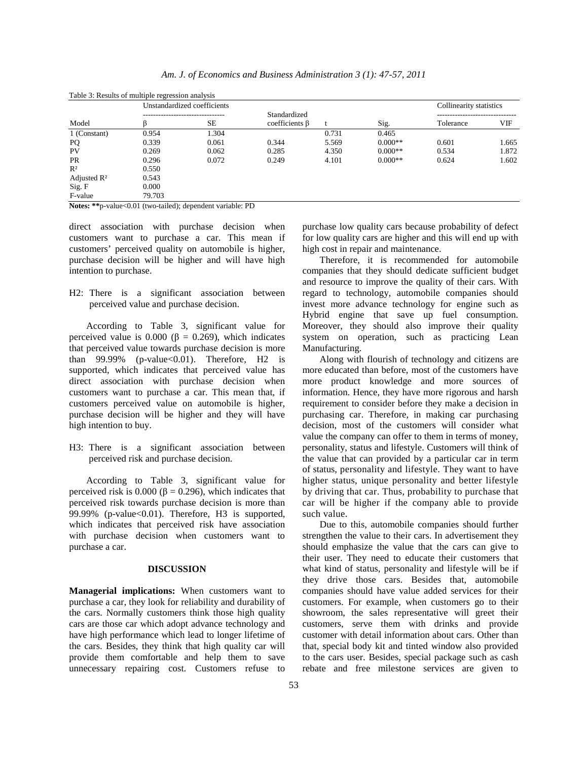Table 3: Results of multiple regression analysis

| Model | Unstandardized coefficients | | Standardized | | | Collinearity statistics | |
|---|---|---|---|---|---|---|---|
| | β | SE | coefficients β | t | Sig. | Tolerance | VIF |
| 1 (Constant) | 0.954 | 1.304 | | 0.731 | 0.465 | | |
| PQ | 0.339 | 0.061 | 0.344 | 5.569 | 0.000** | 0.601 | 1.665 |
| PV | 0.269 | 0.062 | 0.285 | 4.350 | 0.000** | 0.534 | 1.872 |
| PR | 0.296 | 0.072 | 0.249 | 4.101 | 0.000** | 0.624 | 1.602 |
| $R^2$ | 0.550 | | | | | | |
| Adjusted $R^2$ | 0.543 | | | | | | |
| Sig. F | 0.000 | | | | | | |
| F-value | 79.703 | | | | | | |

**Notes: ****p-value<0.01 (two-tailed); dependent variable: PD

direct association with purchase decision when customers want to purchase a car. This mean if customers' perceived quality on automobile is higher, purchase decision will be higher and will have high intention to purchase.

H2: There is a significant association between perceived value and purchase decision.

According to Table 3, significant value for perceived value is 0.000 ($\beta = 0.269$), which indicates that perceived value towards purchase decision is more than 99.99% (p-value<0.01). Therefore, H2 is supported, which indicates that perceived value has direct association with purchase decision when customers want to purchase a car. This mean that, if customers perceived value on automobile is higher, purchase decision will be higher and they will have high intention to buy.

H3: There is a significant association between perceived risk and purchase decision.

According to Table 3, significant value for perceived risk is 0.000 ($\beta = 0.296$), which indicates that perceived risk towards purchase decision is more than 99.99% (p-value<0.01). Therefore, H3 is supported, which indicates that perceived risk have association with purchase decision when customers want to purchase a car.

## DISCUSSION

**Managerial implications:** When customers want to purchase a car, they look for reliability and durability of the cars. Normally customers think those high quality cars are those car which adopt advance technology and have high performance which lead to longer lifetime of the cars. Besides, they think that high quality car will provide them comfortable and help them to save unnecessary repairing cost. Customers refuse to purchase low quality cars because probability of defect for low quality cars are higher and this will end up with high cost in repair and maintenance.

Therefore, it is recommended for automobile companies that they should dedicate sufficient budget and resource to improve the quality of their cars. With regard to technology, automobile companies should invest more advance technology for engine such as Hybrid engine that save up fuel consumption. Moreover, they should also improve their quality system on operation, such as practicing Lean Manufacturing.

Along with flourish of technology and citizens are more educated than before, most of the customers have more product knowledge and more sources of information. Hence, they have more rigorous and harsh requirement to consider before they make a decision in purchasing car. Therefore, in making car purchasing decision, most of the customers will consider what value the company can offer to them in terms of money, personality, status and lifestyle. Customers will think of the value that can provided by a particular car in term of status, personality and lifestyle. They want to have higher status, unique personality and better lifestyle by driving that car. Thus, probability to purchase that car will be higher if the company able to provide such value.

Due to this, automobile companies should further strengthen the value to their cars. In advertisement they should emphasize the value that the cars can give to their user. They need to educate their customers that what kind of status, personality and lifestyle will be if they drive those cars. Besides that, automobile companies should have value added services for their customers. For example, when customers go to their showroom, the sales representative will greet their customers, serve them with drinks and provide customer with detail information about cars. Other than that, special body kit and tinted window also provided to the cars user. Besides, special package such as cash rebate and free milestone services are given to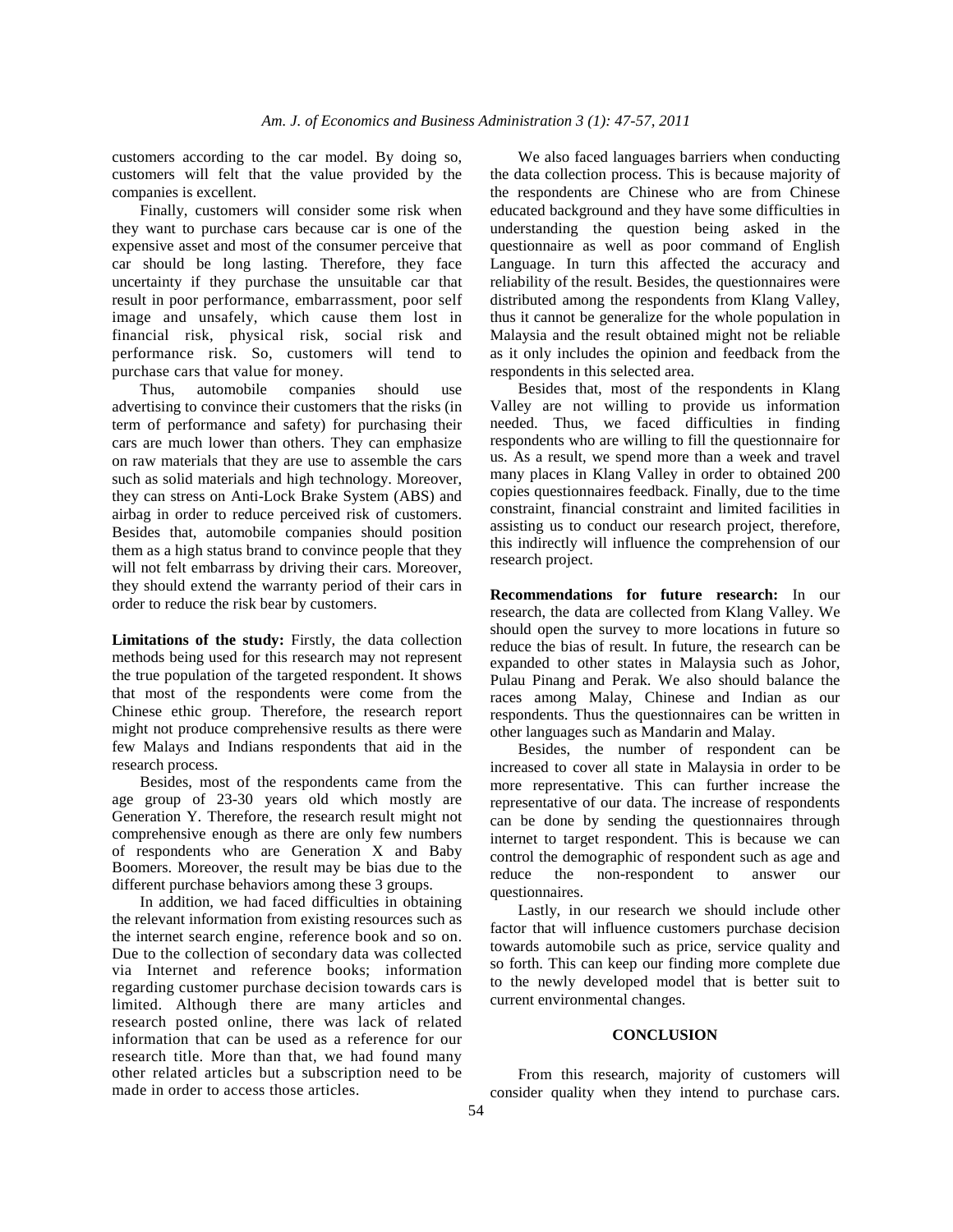customers according to the car model. By doing so, customers will felt that the value provided by the companies is excellent.

Finally, customers will consider some risk when they want to purchase cars because car is one of the expensive asset and most of the consumer perceive that car should be long lasting. Therefore, they face uncertainty if they purchase the unsuitable car that result in poor performance, embarrassment, poor self image and unsafely, which cause them lost in financial risk, physical risk, social risk and performance risk. So, customers will tend to purchase cars that value for money.

Thus, automobile companies should use advertising to convince their customers that the risks (in term of performance and safety) for purchasing their cars are much lower than others. They can emphasize on raw materials that they are use to assemble the cars such as solid materials and high technology. Moreover, they can stress on Anti-Lock Brake System (ABS) and airbag in order to reduce perceived risk of customers. Besides that, automobile companies should position them as a high status brand to convince people that they will not felt embarrass by driving their cars. Moreover, they should extend the warranty period of their cars in order to reduce the risk bear by customers.

**Limitations of the study:** Firstly, the data collection methods being used for this research may not represent the true population of the targeted respondent. It shows that most of the respondents were come from the Chinese ethic group. Therefore, the research report might not produce comprehensive results as there were few Malays and Indians respondents that aid in the research process.

Besides, most of the respondents came from the age group of 23-30 years old which mostly are Generation Y. Therefore, the research result might not comprehensive enough as there are only few numbers of respondents who are Generation X and Baby Boomers. Moreover, the result may be bias due to the different purchase behaviors among these 3 groups.

In addition, we had faced difficulties in obtaining the relevant information from existing resources such as the internet search engine, reference book and so on. Due to the collection of secondary data was collected via Internet and reference books; information regarding customer purchase decision towards cars is limited. Although there are many articles and research posted online, there was lack of related information that can be used as a reference for our research title. More than that, we had found many other related articles but a subscription need to be made in order to access those articles.

We also faced languages barriers when conducting the data collection process. This is because majority of the respondents are Chinese who are from Chinese educated background and they have some difficulties in understanding the question being asked in the questionnaire as well as poor command of English Language. In turn this affected the accuracy and reliability of the result. Besides, the questionnaires were distributed among the respondents from Klang Valley, thus it cannot be generalize for the whole population in Malaysia and the result obtained might not be reliable as it only includes the opinion and feedback from the respondents in this selected area.

Besides that, most of the respondents in Klang Valley are not willing to provide us information needed. Thus, we faced difficulties in finding respondents who are willing to fill the questionnaire for us. As a result, we spend more than a week and travel many places in Klang Valley in order to obtained 200 copies questionnaires feedback. Finally, due to the time constraint, financial constraint and limited facilities in assisting us to conduct our research project, therefore, this indirectly will influence the comprehension of our research project.

**Recommendations for future research:** In our research, the data are collected from Klang Valley. We should open the survey to more locations in future so reduce the bias of result. In future, the research can be expanded to other states in Malaysia such as Johor, Pulau Pinang and Perak. We also should balance the races among Malay, Chinese and Indian as our respondents. Thus the questionnaires can be written in other languages such as Mandarin and Malay.

Besides, the number of respondent can be increased to cover all state in Malaysia in order to be more representative. This can further increase the representative of our data. The increase of respondents can be done by sending the questionnaires through internet to target respondent. This is because we can control the demographic of respondent such as age and reduce the non-respondent to answer our questionnaires.

Lastly, in our research we should include other factor that will influence customers purchase decision towards automobile such as price, service quality and so forth. This can keep our finding more complete due to the newly developed model that is better suit to current environmental changes.

## CONCLUSION

From this research, majority of customers will consider quality when they intend to purchase cars.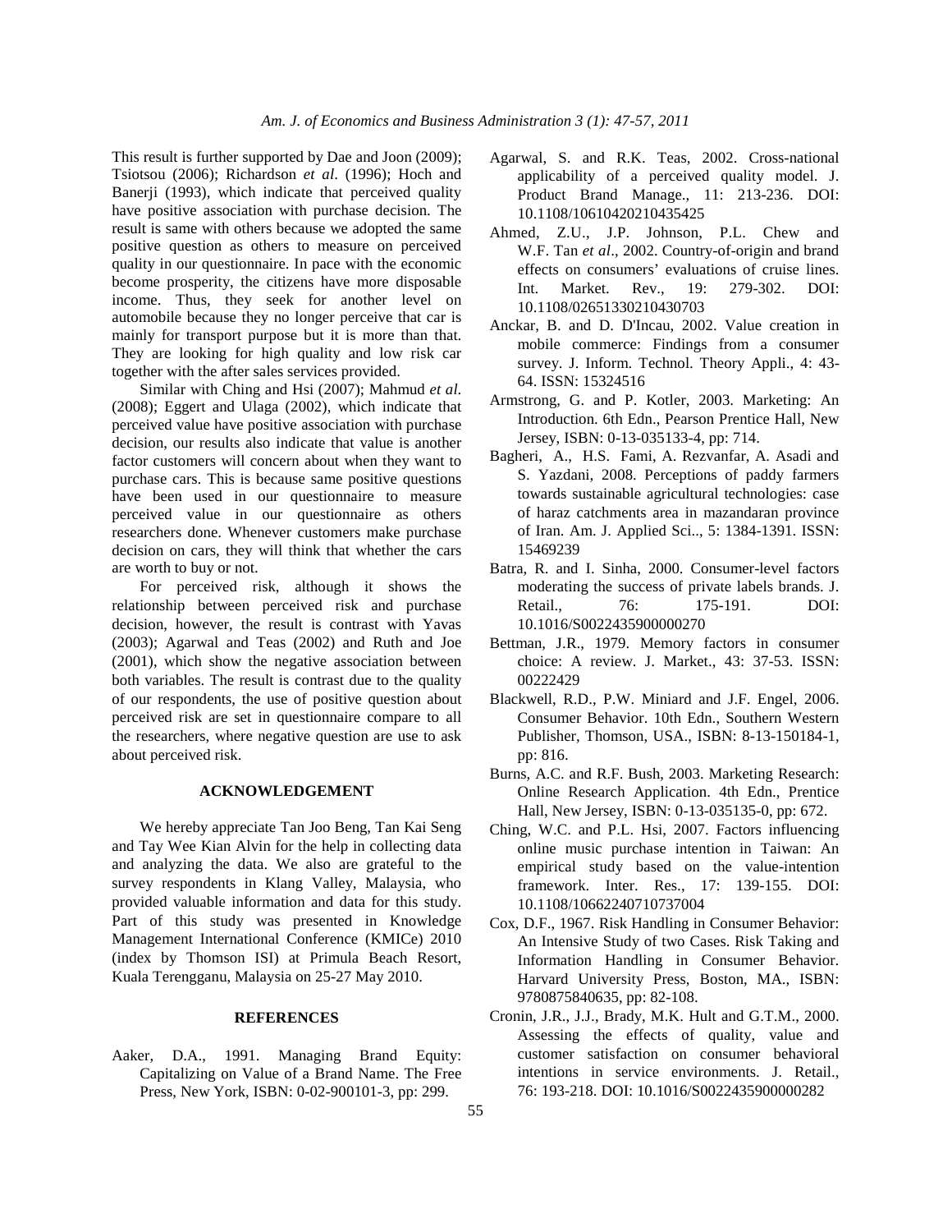This result is further supported by Dae and Joon (2009); Tsiotsou (2006); Richardson *et al*. (1996); Hoch and Banerji (1993), which indicate that perceived quality have positive association with purchase decision. The result is same with others because we adopted the same positive question as others to measure on perceived quality in our questionnaire. In pace with the economic become prosperity, the citizens have more disposable income. Thus, they seek for another level on automobile because they no longer perceive that car is mainly for transport purpose but it is more than that. They are looking for high quality and low risk car together with the after sales services provided.

Similar with Ching and Hsi (2007); Mahmud *et al*. (2008); Eggert and Ulaga (2002), which indicate that perceived value have positive association with purchase decision, our results also indicate that value is another factor customers will concern about when they want to purchase cars. This is because same positive questions have been used in our questionnaire to measure perceived value in our questionnaire as others researchers done. Whenever customers make purchase decision on cars, they will think that whether the cars are worth to buy or not.

For perceived risk, although it shows the relationship between perceived risk and purchase decision, however, the result is contrast with Yavas (2003); Agarwal and Teas (2002) and Ruth and Joe (2001), which show the negative association between both variables. The result is contrast due to the quality of our respondents, the use of positive question about perceived risk are set in questionnaire compare to all the researchers, where negative question are use to ask about perceived risk.

## ACKNOWLEDGEMENT

We hereby appreciate Tan Joo Beng, Tan Kai Seng and Tay Wee Kian Alvin for the help in collecting data and analyzing the data. We also are grateful to the survey respondents in Klang Valley, Malaysia, who provided valuable information and data for this study. Part of this study was presented in Knowledge Management International Conference (KMICe) 2010 (index by Thomson ISI) at Primula Beach Resort, Kuala Terengganu, Malaysia on 25-27 May 2010.

## REFERENCES

Aaker, D.A., 1991. Managing Brand Equity: Capitalizing on Value of a Brand Name. The Free Press, New York, ISBN: 0-02-900101-3, pp: 299.

Agarwal, S. and R.K. Teas, 2002. Cross-national applicability of a perceived quality model. J. Product Brand Manage., 11: 213-236. DOI: 10.1108/10610420210435425

Ahmed, Z.U., J.P. Johnson, P.L. Chew and W.F. Tan *et al*., 2002. Country-of-origin and brand effects on consumers' evaluations of cruise lines. Int. Market. Rev., 19: 279-302. DOI: 10.1108/02651330210430703

Anckar, B. and D. D'Incau, 2002. Value creation in mobile commerce: Findings from a consumer survey. J. Inform. Technol. Theory Appli., 4: 43-64. ISSN: 15324516

Armstrong, G. and P. Kotler, 2003. Marketing: An Introduction. 6th Edn., Pearson Prentice Hall, New Jersey, ISBN: 0-13-035133-4, pp: 714.

Bagheri, A., H.S. Fami, A. Rezvanfar, A. Asadi and S. Yazdani, 2008. Perceptions of paddy farmers towards sustainable agricultural technologies: case of haraz catchments area in mazandaran province of Iran. Am. J. Applied Sci.., 5: 1384-1391. ISSN: 15469239

Batra, R. and I. Sinha, 2000. Consumer-level factors moderating the success of private labels brands. J. Retail., 76: 175-191. DOI: 10.1016/S0022435900000270

Bettman, J.R., 1979. Memory factors in consumer choice: A review. J. Market., 43: 37-53. ISSN: 00222429

Blackwell, R.D., P.W. Miniard and J.F. Engel, 2006. Consumer Behavior. 10th Edn., Southern Western Publisher, Thomson, USA., ISBN: 8-13-150184-1, pp: 816.

Burns, A.C. and R.F. Bush, 2003. Marketing Research: Online Research Application. 4th Edn., Prentice Hall, New Jersey, ISBN: 0-13-035135-0, pp: 672.

Ching, W.C. and P.L. Hsi, 2007. Factors influencing online music purchase intention in Taiwan: An empirical study based on the value-intention framework. Inter. Res., 17: 139-155. DOI: 10.1108/10662240710737004

Cox, D.F., 1967. Risk Handling in Consumer Behavior: An Intensive Study of two Cases. Risk Taking and Information Handling in Consumer Behavior. Harvard University Press, Boston, MA., ISBN: 9780875840635, pp: 82-108.

Cronin, J.R., J.J., Brady, M.K. Hult and G.T.M., 2000. Assessing the effects of quality, value and customer satisfaction on consumer behavioral intentions in service environments. J. Retail., 76: 193-218. DOI: 10.1016/S0022435900000282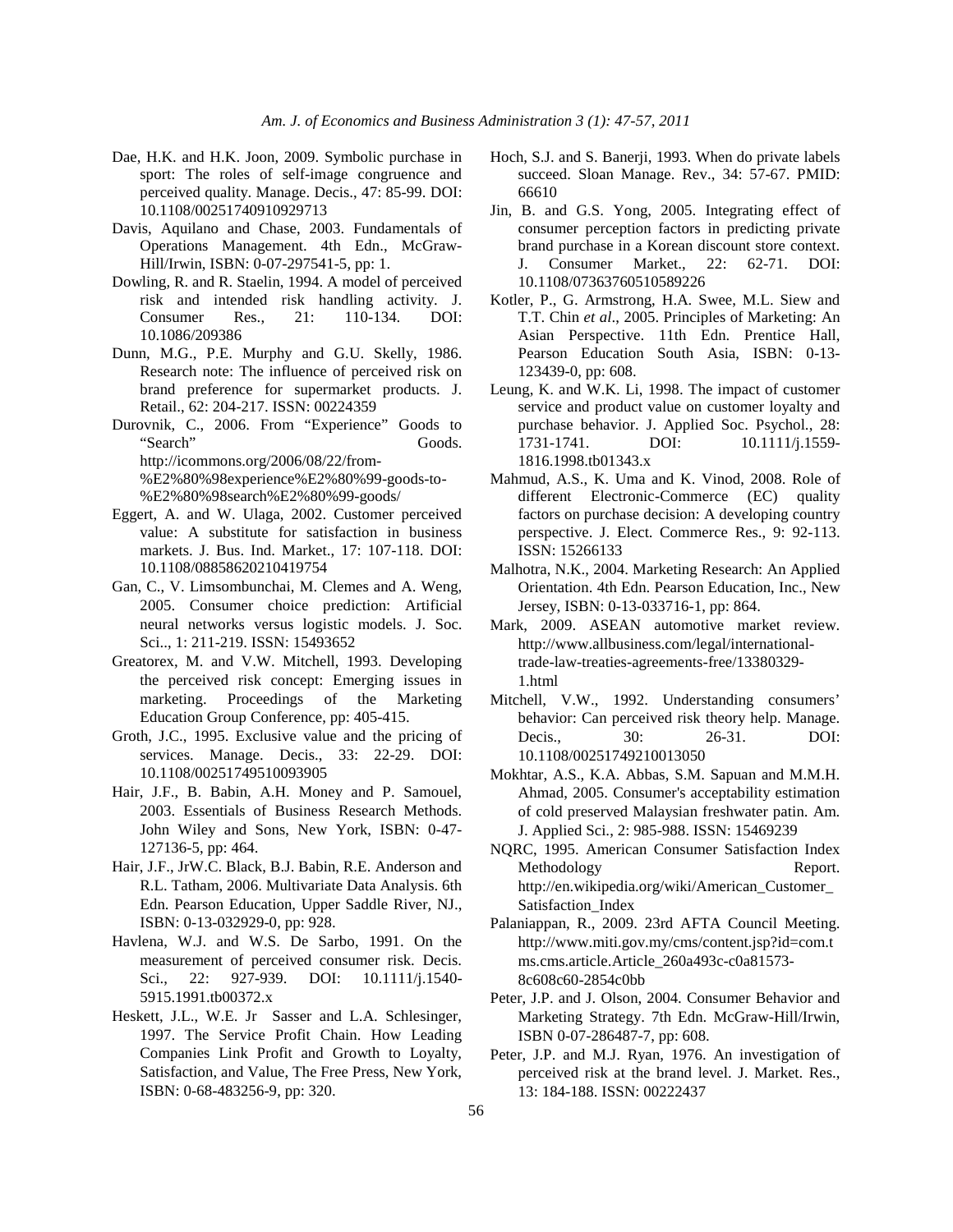Dae, H.K. and H.K. Joon, 2009. Symbolic purchase in sport: The roles of self-image congruence and perceived quality. Manage. Decis., 47: 85-99. DOI: 10.1108/00251740910929713

Davis, Aquilano and Chase, 2003. Fundamentals of Operations Management. 4th Edn., McGraw-Hill/Irwin, ISBN: 0-07-297541-5, pp: 1.

Dowling, R. and R. Staelin, 1994. A model of perceived risk and intended risk handling activity. J. Consumer Res., 21: 110-134. DOI: 10.1086/209386

Dunn, M.G., P.E. Murphy and G.U. Skelly, 1986. Research note: The influence of perceived risk on brand preference for supermarket products. J. Retail., 62: 204-217. ISSN: 00224359

Durovnik, C., 2006. From "Experience" Goods to "Search" Goods. http://icommons.org/2006/08/22/from-%E2%80%98experience%E2%80%99-goods-to-%E2%80%98search%E2%80%99-goods/

Eggert, A. and W. Ulaga, 2002. Customer perceived value: A substitute for satisfaction in business markets. J. Bus. Ind. Market., 17: 107-118. DOI: 10.1108/08858620210419754

Gan, C., V. Limsombunchai, M. Clemes and A. Weng, 2005. Consumer choice prediction: Artificial neural networks versus logistic models. J. Soc. Sci.., 1: 211-219. ISSN: 15493652

Greatorex, M. and V.W. Mitchell, 1993. Developing the perceived risk concept: Emerging issues in marketing. Proceedings of the Marketing Education Group Conference, pp: 405-415.

Groth, J.C., 1995. Exclusive value and the pricing of services. Manage. Decis., 33: 22-29. DOI: 10.1108/00251749510093905

Hair, J.F., B. Babin, A.H. Money and P. Samouel, 2003. Essentials of Business Research Methods. John Wiley and Sons, New York, ISBN: 0-47-127136-5, pp: 464.

Hair, J.F., JrW.C. Black, B.J. Babin, R.E. Anderson and R.L. Tatham, 2006. Multivariate Data Analysis. 6th Edn. Pearson Education, Upper Saddle River, NJ., ISBN: 0-13-032929-0, pp: 928.

Havlena, W.J. and W.S. De Sarbo, 1991. On the measurement of perceived consumer risk. Decis. Sci., 22: 927-939. DOI: 10.1111/j.1540-5915.1991.tb00372.x

Heskett, J.L., W.E. Jr Sasser and L.A. Schlesinger, 1997. The Service Profit Chain. How Leading Companies Link Profit and Growth to Loyalty, Satisfaction, and Value, The Free Press, New York, ISBN: 0-68-483256-9, pp: 320.

Hoch, S.J. and S. Banerji, 1993. When do private labels succeed. Sloan Manage. Rev., 34: 57-67. PMID: 66610

Jin, B. and G.S. Yong, 2005. Integrating effect of consumer perception factors in predicting private brand purchase in a Korean discount store context. J. Consumer Market., 22: 62-71. DOI: 10.1108/07363760510589226

Kotler, P., G. Armstrong, H.A. Swee, M.L. Siew and T.T. Chin *et al*., 2005. Principles of Marketing: An Asian Perspective. 11th Edn. Prentice Hall, Pearson Education South Asia, ISBN: 0-13-123439-0, pp: 608.

Leung, K. and W.K. Li, 1998. The impact of customer service and product value on customer loyalty and purchase behavior. J. Applied Soc. Psychol., 28: 1731-1741. DOI: 10.1111/j.1559-1816.1998.tb01343.x

Mahmud, A.S., K. Uma and K. Vinod, 2008. Role of different Electronic-Commerce (EC) quality factors on purchase decision: A developing country perspective. J. Elect. Commerce Res., 9: 92-113. ISSN: 15266133

Malhotra, N.K., 2004. Marketing Research: An Applied Orientation. 4th Edn. Pearson Education, Inc., New Jersey, ISBN: 0-13-033716-1, pp: 864.

Mark, 2009. ASEAN automotive market review. http://www.allbusiness.com/legal/international-trade-law-treaties-agreements-free/13380329-1.html

Mitchell, V.W., 1992. Understanding consumers' behavior: Can perceived risk theory help. Manage. Decis., 30: 26-31. DOI: 10.1108/00251749210013050

Mokhtar, A.S., K.A. Abbas, S.M. Sapuan and M.M.H. Ahmad, 2005. Consumer's acceptability estimation of cold preserved Malaysian freshwater patin. Am. J. Applied Sci., 2: 985-988. ISSN: 15469239

NQRC, 1995. American Consumer Satisfaction Index Methodology Report. http://en.wikipedia.org/wiki/American_Customer_Satisfaction_Index

Palaniappan, R., 2009. 23rd AFTA Council Meeting. http://www.miti.gov.my/cms/content.jsp?id=com.tms.cms.article.Article_260a493c-c0a81573-8c608c60-2854c0bb

Peter, J.P. and J. Olson, 2004. Consumer Behavior and Marketing Strategy. 7th Edn. McGraw-Hill/Irwin, ISBN 0-07-286487-7, pp: 608.

Peter, J.P. and M.J. Ryan, 1976. An investigation of perceived risk at the brand level. J. Market. Res., 13: 184-188. ISSN: 00222437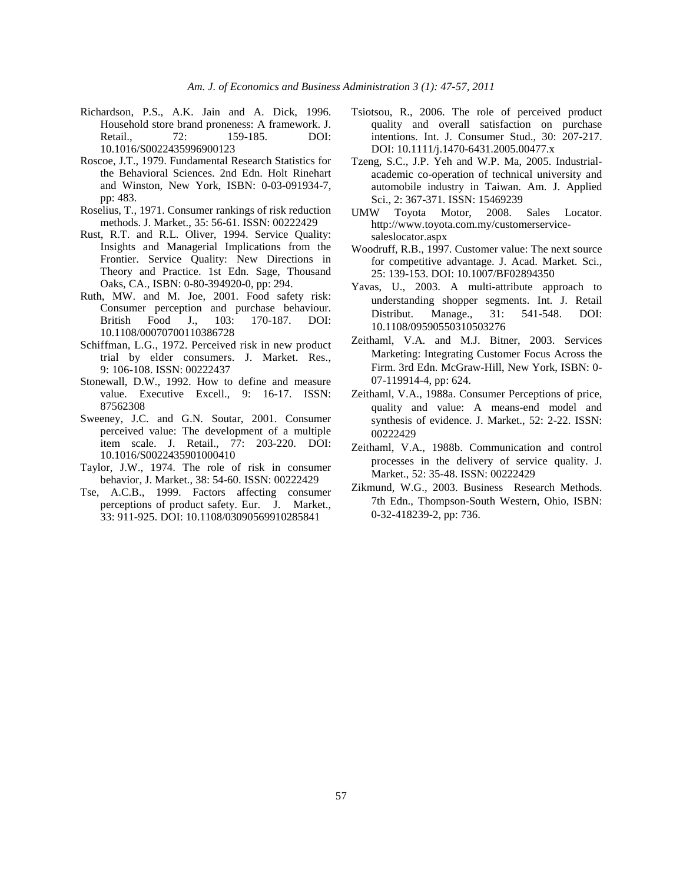Richardson, P.S., A.K. Jain and A. Dick, 1996. Household store brand proneness: A framework. J. Retail., 72: 159-185. DOI: 10.1016/S0022435996900123

Roscoe, J.T., 1979. Fundamental Research Statistics for the Behavioral Sciences. 2nd Edn. Holt Rinehart and Winston, New York, ISBN: 0-03-091934-7, pp: 483.

Roselius, T., 1971. Consumer rankings of risk reduction methods. J. Market., 35: 56-61. ISSN: 00222429

Rust, R.T. and R.L. Oliver, 1994. Service Quality: Insights and Managerial Implications from the Frontier. Service Quality: New Directions in Theory and Practice. 1st Edn. Sage, Thousand Oaks, CA., ISBN: 0-80-394920-0, pp: 294.

Ruth, MW. and M. Joe, 2001. Food safety risk: Consumer perception and purchase behaviour. British Food J., 103: 170-187. DOI: 10.1108/00070700110386728

Schiffman, L.G., 1972. Perceived risk in new product trial by elder consumers. J. Market. Res., 9: 106-108. ISSN: 00222437

Stonewall, D.W., 1992. How to define and measure value. Executive Excell., 9: 16-17. ISSN: 87562308

Sweeney, J.C. and G.N. Soutar, 2001. Consumer perceived value: The development of a multiple item scale. J. Retail., 77: 203-220. DOI: 10.1016/S0022435901000410

Taylor, J.W., 1974. The role of risk in consumer behavior, J. Market., 38: 54-60. ISSN: 00222429

Tse, A.C.B., 1999. Factors affecting consumer perceptions of product safety. Eur. J. Market., 33: 911-925. DOI: 10.1108/03090569910285841

Tsiotsou, R., 2006. The role of perceived product quality and overall satisfaction on purchase intentions. Int. J. Consumer Stud., 30: 207-217. DOI: 10.1111/j.1470-6431.2005.00477.x

Tzeng, S.C., J.P. Yeh and W.P. Ma, 2005. Industrial-academic co-operation of technical university and automobile industry in Taiwan. Am. J. Applied Sci., 2: 367-371. ISSN: 15469239

UMW Toyota Motor, 2008. Sales Locator. http://www.toyota.com.my/customerservice-saleslocator.aspx

Woodruff, R.B., 1997. Customer value: The next source for competitive advantage. J. Acad. Market. Sci., 25: 139-153. DOI: 10.1007/BF02894350

Yavas, U., 2003. A multi-attribute approach to understanding shopper segments. Int. J. Retail Distribut. Manage., 31: 541-548. DOI: 10.1108/09590550310503276

Zeithaml, V.A. and M.J. Bitner, 2003. Services Marketing: Integrating Customer Focus Across the Firm. 3rd Edn. McGraw-Hill, New York, ISBN: 0-07-119914-4, pp: 624.

Zeithaml, V.A., 1988a. Consumer Perceptions of price, quality and value: A means-end model and synthesis of evidence. J. Market., 52: 2-22. ISSN: 00222429

Zeithaml, V.A., 1988b. Communication and control processes in the delivery of service quality. J. Market., 52: 35-48. ISSN: 00222429

Zikmund, W.G., 2003. Business Research Methods. 7th Edn., Thompson-South Western, Ohio, ISBN: 0-32-418239-2, pp: 736.